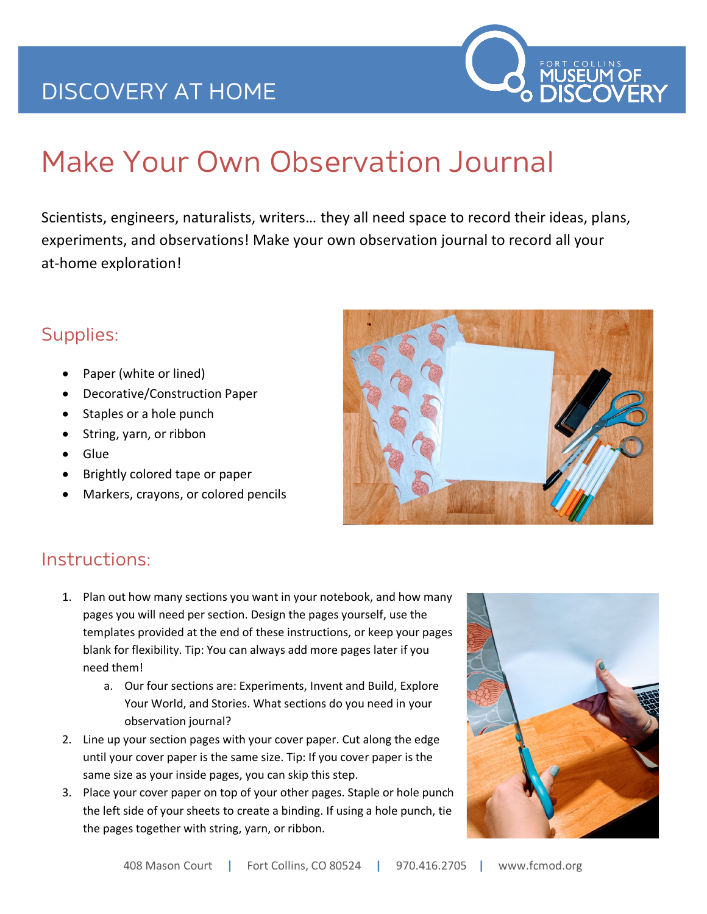DISCOVERY AT HOME

# Make Your Own Observation Journal

Scientists, engineers, naturalists, writers… they all need space to record their ideas, plans, experiments, and observations! Make your own observation journal to record all your at-home exploration!

## Supplies:

- Paper (white or lined)
- Decorative/Construction Paper
- Staples or a hole punch
- String, yarn, or ribbon
- Glue
- Brightly colored tape or paper
- Markers, crayons, or colored pencils

## Instructions:

1. Plan out how many sections you want in your notebook, and how many pages you will need per section. Design the pages yourself, use the templates provided at the end of these instructions, or keep your pages blank for flexibility. Tip: You can always add more pages later if you need them!
   a. Our four sections are: Experiments, Invent and Build, Explore Your World, and Stories. What sections do you need in your observation journal?
2. Line up your section pages with your cover paper. Cut along the edge until your cover paper is the same size. Tip: If you cover paper is the same size as your inside pages, you can skip this step.
3. Place your cover paper on top of your other pages. Staple or hole punch the left side of your sheets to create a binding. If using a hole punch, tie the pages together with string, yarn, or ribbon.

408 Mason Court | Fort Collins, CO 80524 | 970.416.2705 | www.fcmod.org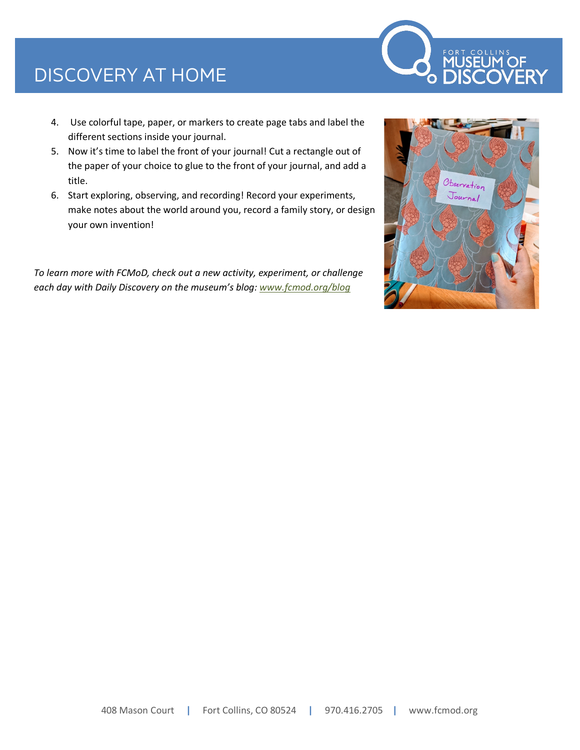4. Use colorful tape, paper, or markers to create page tabs and label the different sections inside your journal.
5. Now it's time to label the front of your journal! Cut a rectangle out of the paper of your choice to glue to the front of your journal, and add a title.
6. Start exploring, observing, and recording! Record your experiments, make notes about the world around you, record a family story, or design your own invention!

*To learn more with FCMoD, check out a new activity, experiment, or challenge each day with Daily Discovery on the museum's blog: [www.fcmod.org/blog](www.fcmod.org/blog)*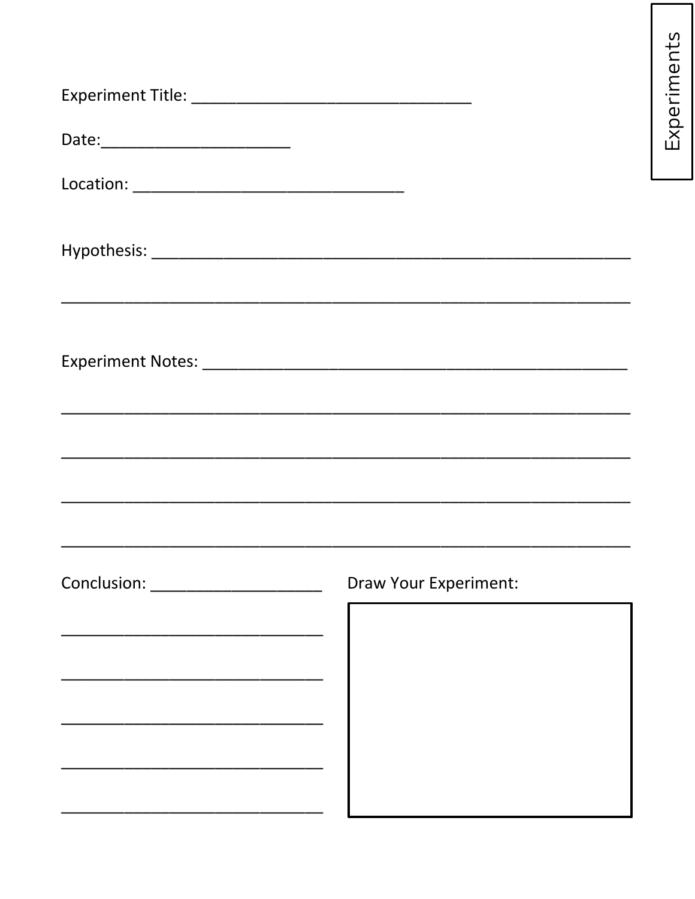Experiments

Experiment Title: ________________________________

Date: ______________________

Location: ________________________________

Hypothesis: __________________________________________________________

______________________________________________________________________

Experiment Notes: ____________________________________________________

______________________________________________________________________

______________________________________________________________________

______________________________________________________________________

______________________________________________________________________

Conclusion: ____________________

______________________________

______________________________

______________________________

______________________________

______________________________

Draw Your Experiment: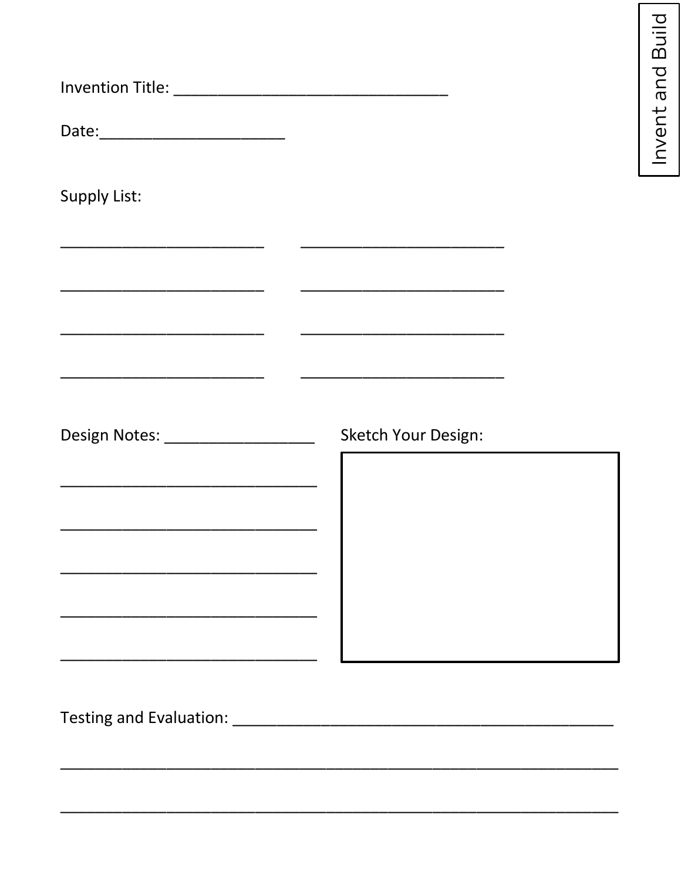Invent and Build

Invention Title: ______________________________

Date: ____________________

Supply List:

________________________ ________________________

________________________ ________________________

________________________ ________________________

________________________ ________________________

Design Notes: _________________

______________________________

______________________________

______________________________

______________________________

______________________________

Sketch Your Design:

Testing and Evaluation: ___________________________________________

_______________________________________________________________

_______________________________________________________________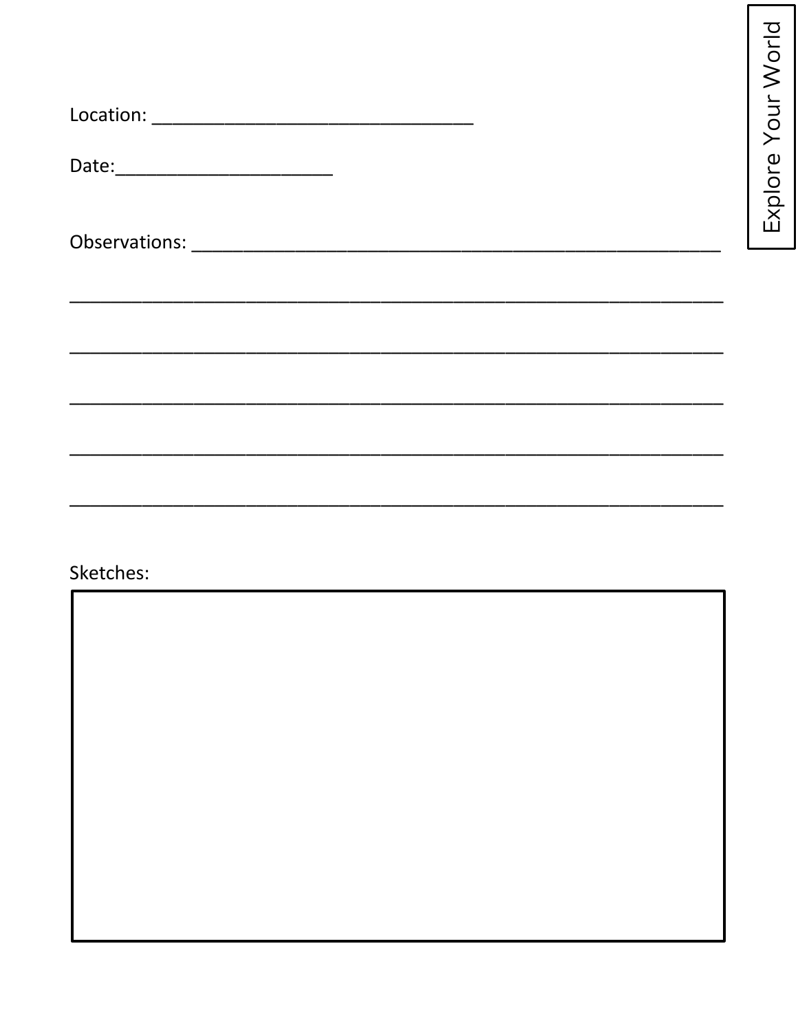Explore Your World

Location: ________________________________

Date:_____________________

Observations: ____________________________________________________

_________________________________________________________________

_________________________________________________________________

_________________________________________________________________

_________________________________________________________________

_________________________________________________________________

Sketches: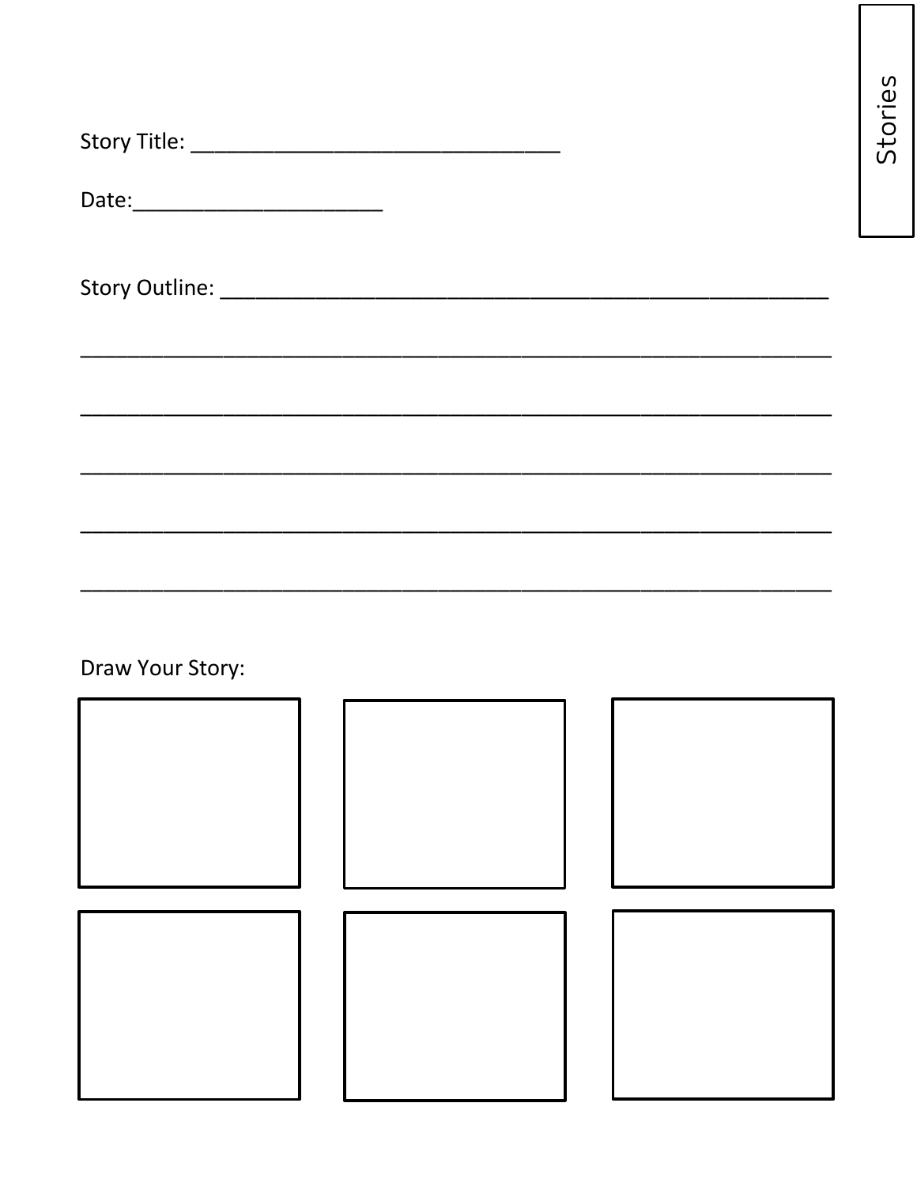Stories

Story Title: ______________________________

Date:_____________________

Story Outline: __________________________________________________

_____________________________________________________________

_____________________________________________________________

_____________________________________________________________

_____________________________________________________________

_____________________________________________________________

Draw Your Story: